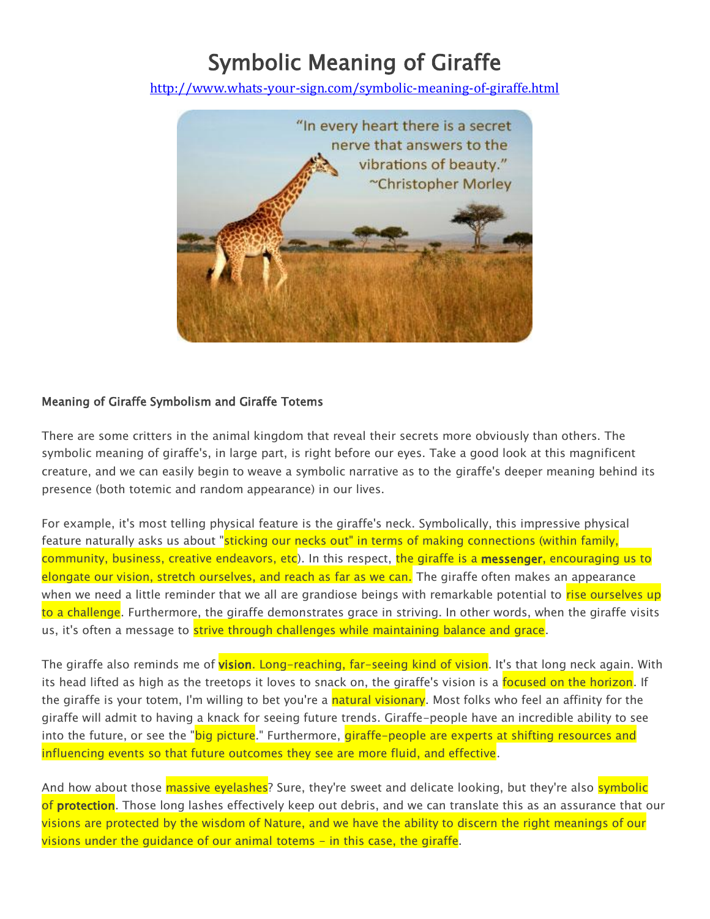# Symbolic Meaning of Giraffe

http://www.whats-your-sign.com/symbolic-meaning-of-giraffe.html

"In every heart there is a secret nerve that answers to the vibrations of beauty." ~Christopher Morley

**Meaning of Giraffe Symbolism and Giraffe Totems**

There are some critters in the animal kingdom that reveal their secrets more obviously than others. The symbolic meaning of giraffe's, in large part, is right before our eyes. Take a good look at this magnificent creature, and we can easily begin to weave a symbolic narrative as to the giraffe's deeper meaning behind its presence (both totemic and random appearance) in our lives.

For example, it's most telling physical feature is the giraffe's neck. Symbolically, this impressive physical feature naturally asks us about "sticking our necks out" in terms of making connections (within family, community, business, creative endeavors, etc). In this respect, the giraffe is a **messenger**, encouraging us to elongate our vision, stretch ourselves, and reach as far as we can. The giraffe often makes an appearance when we need a little reminder that we all are grandiose beings with remarkable potential to rise ourselves up to a challenge. Furthermore, the giraffe demonstrates grace in striving. In other words, when the giraffe visits us, it's often a message to strive through challenges while maintaining balance and grace.

The giraffe also reminds me of **vision**. Long-reaching, far-seeing kind of vision. It's that long neck again. With its head lifted as high as the treetops it loves to snack on, the giraffe's vision is a focused on the horizon. If the giraffe is your totem, I'm willing to bet you're a natural visionary. Most folks who feel an affinity for the giraffe will admit to having a knack for seeing future trends. Giraffe-people have an incredible ability to see into the future, or see the "big picture." Furthermore, giraffe-people are experts at shifting resources and influencing events so that future outcomes they see are more fluid, and effective.

And how about those massive eyelashes? Sure, they're sweet and delicate looking, but they're also symbolic of **protection**. Those long lashes effectively keep out debris, and we can translate this as an assurance that our visions are protected by the wisdom of Nature, and we have the ability to discern the right meanings of our visions under the guidance of our animal totems - in this case, the giraffe.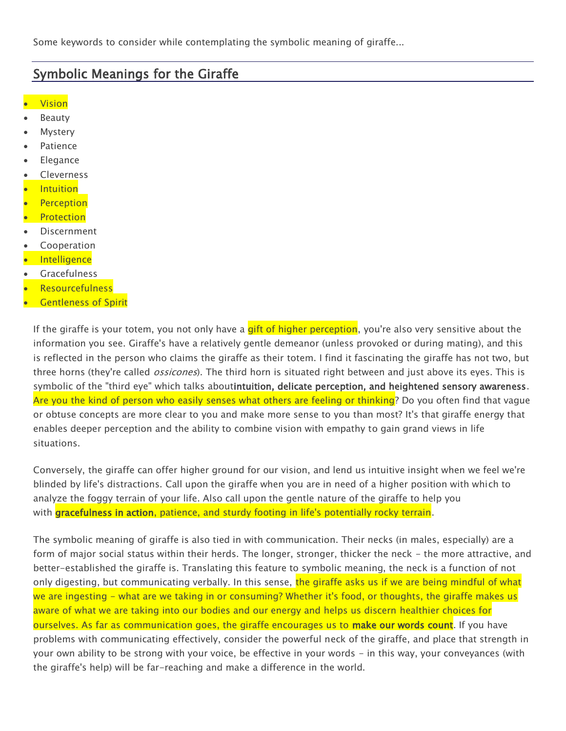Some keywords to consider while contemplating the symbolic meaning of giraffe...

## Symbolic Meanings for the Giraffe

- Vision
- Beauty
- Mystery
- Patience
- Elegance
- Cleverness
- Intuition
- Perception
- Protection
- Discernment
- Cooperation
- Intelligence
- Gracefulness
- Resourcefulness
- Gentleness of Spirit

If the giraffe is your totem, you not only have a gift of higher perception, you're also very sensitive about the information you see. Giraffe's have a relatively gentle demeanor (unless provoked or during mating), and this is reflected in the person who claims the giraffe as their totem. I find it fascinating the giraffe has not two, but three horns (they're called *ossicones*). The third horn is situated right between and just above its eyes. This is symbolic of the "third eye" which talks about**intuition, delicate perception, and heightened sensory awareness**. Are you the kind of person who easily senses what others are feeling or thinking? Do you often find that vague or obtuse concepts are more clear to you and make more sense to you than most? It's that giraffe energy that enables deeper perception and the ability to combine vision with empathy to gain grand views in life situations.

Conversely, the giraffe can offer higher ground for our vision, and lend us intuitive insight when we feel we're blinded by life's distractions. Call upon the giraffe when you are in need of a higher position with which to analyze the foggy terrain of your life. Also call upon the gentle nature of the giraffe to help you with **gracefulness in action**, patience, and sturdy footing in life's potentially rocky terrain.

The symbolic meaning of giraffe is also tied in with communication. Their necks (in males, especially) are a form of major social status within their herds. The longer, stronger, thicker the neck - the more attractive, and better-established the giraffe is. Translating this feature to symbolic meaning, the neck is a function of not only digesting, but communicating verbally. In this sense, the giraffe asks us if we are being mindful of what we are ingesting - what are we taking in or consuming? Whether it's food, or thoughts, the giraffe makes us aware of what we are taking into our bodies and our energy and helps us discern healthier choices for ourselves. As far as communication goes, the giraffe encourages us to **make our words count**. If you have problems with communicating effectively, consider the powerful neck of the giraffe, and place that strength in your own ability to be strong with your voice, be effective in your words - in this way, your conveyances (with the giraffe's help) will be far-reaching and make a difference in the world.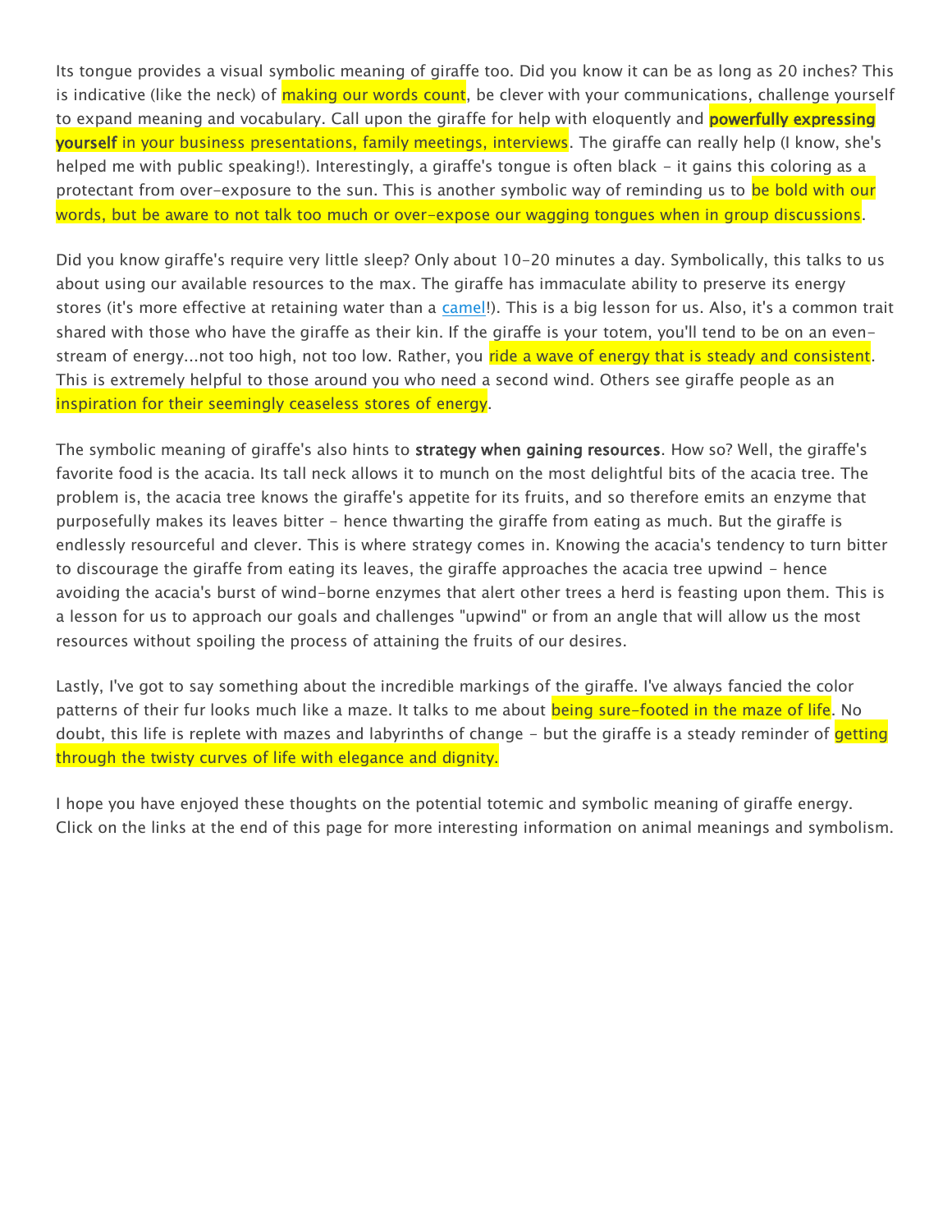Its tongue provides a visual symbolic meaning of giraffe too. Did you know it can be as long as 20 inches? This is indicative (like the neck) of making our words count, be clever with your communications, challenge yourself to expand meaning and vocabulary. Call upon the giraffe for help with eloquently and **powerfully expressing yourself** in your business presentations, family meetings, interviews. The giraffe can really help (I know, she's helped me with public speaking!). Interestingly, a giraffe's tongue is often black - it gains this coloring as a protectant from over-exposure to the sun. This is another symbolic way of reminding us to be bold with our words, but be aware to not talk too much or over-expose our wagging tongues when in group discussions.

Did you know giraffe's require very little sleep? Only about 10-20 minutes a day. Symbolically, this talks to us about using our available resources to the max. The giraffe has immaculate ability to preserve its energy stores (it's more effective at retaining water than a camel!). This is a big lesson for us. Also, it's a common trait shared with those who have the giraffe as their kin. If the giraffe is your totem, you'll tend to be on an even-stream of energy...not too high, not too low. Rather, you ride a wave of energy that is steady and consistent. This is extremely helpful to those around you who need a second wind. Others see giraffe people as an inspiration for their seemingly ceaseless stores of energy.

The symbolic meaning of giraffe's also hints to **strategy when gaining resources**. How so? Well, the giraffe's favorite food is the acacia. Its tall neck allows it to munch on the most delightful bits of the acacia tree. The problem is, the acacia tree knows the giraffe's appetite for its fruits, and so therefore emits an enzyme that purposefully makes its leaves bitter - hence thwarting the giraffe from eating as much. But the giraffe is endlessly resourceful and clever. This is where strategy comes in. Knowing the acacia's tendency to turn bitter to discourage the giraffe from eating its leaves, the giraffe approaches the acacia tree upwind - hence avoiding the acacia's burst of wind-borne enzymes that alert other trees a herd is feasting upon them. This is a lesson for us to approach our goals and challenges "upwind" or from an angle that will allow us the most resources without spoiling the process of attaining the fruits of our desires.

Lastly, I've got to say something about the incredible markings of the giraffe. I've always fancied the color patterns of their fur looks much like a maze. It talks to me about being sure-footed in the maze of life. No doubt, this life is replete with mazes and labyrinths of change - but the giraffe is a steady reminder of getting through the twisty curves of life with elegance and dignity.

I hope you have enjoyed these thoughts on the potential totemic and symbolic meaning of giraffe energy. Click on the links at the end of this page for more interesting information on animal meanings and symbolism.